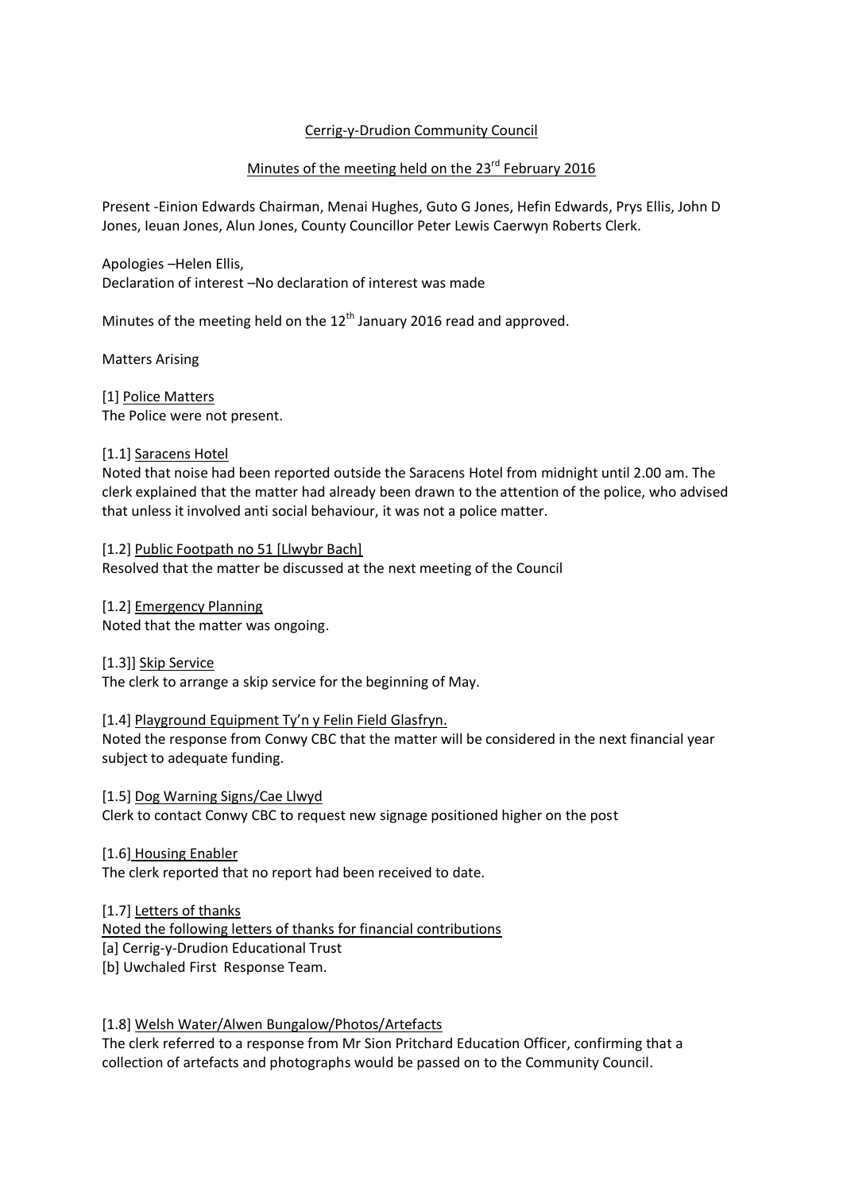Cerrig-y-Drudion Community Council

Minutes of the meeting held on the 23rd February 2016

Present -Einion Edwards Chairman, Menai Hughes, Guto G Jones, Hefin Edwards, Prys Ellis, John D Jones, Ieuan Jones, Alun Jones, County Councillor Peter Lewis Caerwyn Roberts Clerk.

Apologies –Helen Ellis,
Declaration of interest –No declaration of interest was made

Minutes of the meeting held on the 12th January 2016 read and approved.

Matters Arising

[1] Police Matters
The Police were not present.

[1.1] Saracens Hotel
Noted that noise had been reported outside the Saracens Hotel from midnight until 2.00 am. The clerk explained that the matter had already been drawn to the attention of the police, who advised that unless it involved anti social behaviour, it was not a police matter.

[1.2] Public Footpath no 51 [Llwybr Bach]
Resolved that the matter be discussed at the next meeting of the Council

[1.2] Emergency Planning
Noted that the matter was ongoing.

[1.3]] Skip Service
The clerk to arrange a skip service for the beginning of May.

[1.4] Playground Equipment Ty'n y Felin Field Glasfryn.
Noted the response from Conwy CBC that the matter will be considered in the next financial year subject to adequate funding.

[1.5] Dog Warning Signs/Cae Llwyd
Clerk to contact Conwy CBC to request new signage positioned higher on the post

[1.6] Housing Enabler
The clerk reported that no report had been received to date.

[1.7] Letters of thanks
Noted the following letters of thanks for financial contributions
[a] Cerrig-y-Drudion Educational Trust
[b] Uwchaled First Response Team.

[1.8] Welsh Water/Alwen Bungalow/Photos/Artefacts
The clerk referred to a response from Mr Sion Pritchard Education Officer, confirming that a collection of artefacts and photographs would be passed on to the Community Council.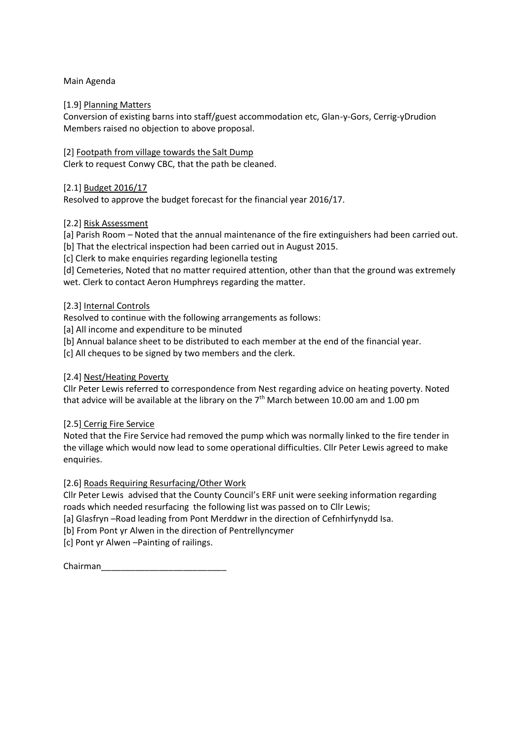Main Agenda

[1.9] <u>Planning Matters</u>

Conversion of existing barns into staff/guest accommodation etc, Glan-y-Gors, Cerrig-yDrudion
Members raised no objection to above proposal.

[2] <u>Footpath from village towards the Salt Dump</u>

Clerk to request Conwy CBC, that the path be cleaned.

[2.1] <u>Budget 2016/17</u>

Resolved to approve the budget forecast for the financial year 2016/17.

[2.2] <u>Risk Assessment</u>

[a] Parish Room – Noted that the annual maintenance of the fire extinguishers had been carried out.
[b] That the electrical inspection had been carried out in August 2015.
[c] Clerk to make enquiries regarding legionella testing
[d] Cemeteries, Noted that no matter required attention, other than that the ground was extremely wet. Clerk to contact Aeron Humphreys regarding the matter.

[2.3] <u>Internal Controls</u>

Resolved to continue with the following arrangements as follows:
[a] All income and expenditure to be minuted
[b] Annual balance sheet to be distributed to each member at the end of the financial year.
[c] All cheques to be signed by two members and the clerk.

[2.4] <u>Nest/Heating Poverty</u>

Cllr Peter Lewis referred to correspondence from Nest regarding advice on heating poverty. Noted that advice will be available at the library on the 7th March between 10.00 am and 1.00 pm

[2.5] <u>Cerrig Fire Service</u>

Noted that the Fire Service had removed the pump which was normally linked to the fire tender in the village which would now lead to some operational difficulties. Cllr Peter Lewis agreed to make enquiries.

[2.6] <u>Roads Requiring Resurfacing/Other Work</u>

Cllr Peter Lewis advised that the County Council's ERF unit were seeking information regarding roads which needed resurfacing the following list was passed on to Cllr Lewis;
[a] Glasfryn –Road leading from Pont Merddwr in the direction of Cefnhirfynydd Isa.
[b] From Pont yr Alwen in the direction of Pentrellyncymer
[c] Pont yr Alwen –Painting of railings.

Chairman__________________________